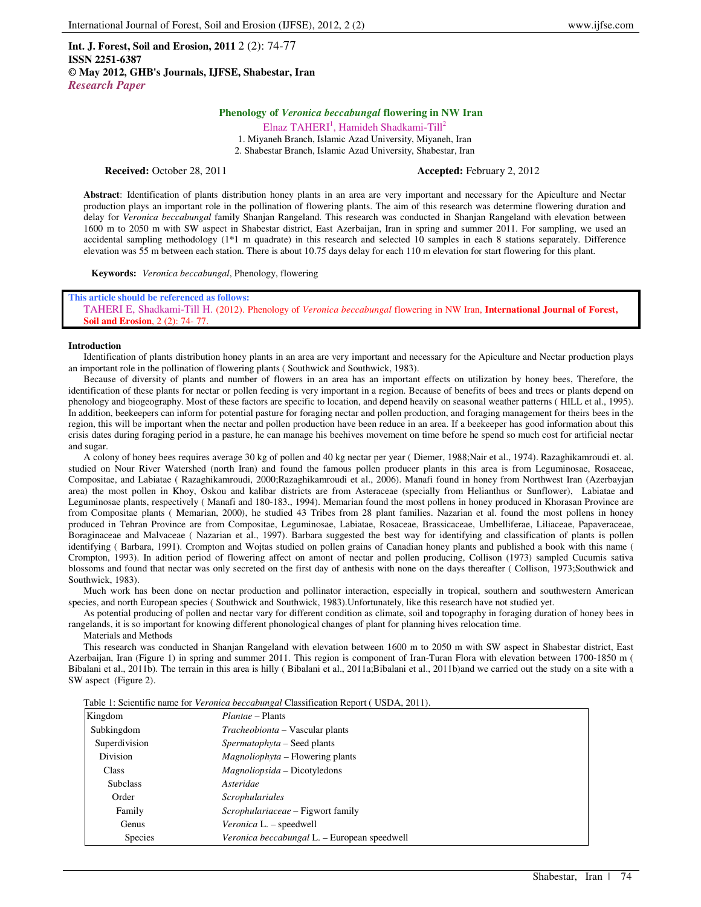**Int. J. Forest, Soil and Erosion, 2011** 2 (2): 74-77
**ISSN 2251-6387**
**© May 2012, GHB's Journals, IJFSE, Shabestar, Iran**
*Research Paper*

# Phenology of *Veronica beccabungal* flowering in NW Iran

Elnaz TAHERI[1], Hamideh Shadkami-Till[2]

1. Miyaneh Branch, Islamic Azad University, Miyaneh, Iran
2. Shabestar Branch, Islamic Azad University, Shabestar, Iran

**Received:** October 28, 2011 **Accepted:** February 2, 2012

**Abstract**: Identification of plants distribution honey plants in an area are very important and necessary for the Apiculture and Nectar production plays an important role in the pollination of flowering plants. The aim of this research was determine flowering duration and delay for *Veronica beccabungal* family Shanjan Rangeland. This research was conducted in Shanjan Rangeland with elevation between 1600 m to 2050 m with SW aspect in Shabestar district, East Azerbaijan, Iran in spring and summer 2011. For sampling, we used an accidental sampling methodology (1*1 m quadrate) in this research and selected 10 samples in each 8 stations separately. Difference elevation was 55 m between each station. There is about 10.75 days delay for each 110 m elevation for start flowering for this plant.

**Keywords:** *Veronica beccabungal*, Phenology, flowering

**This article should be referenced as follows:**
TAHERI E, Shadkami-Till H. (2012). Phenology of *Veronica beccabungal* flowering in NW Iran, **International Journal of Forest, Soil and Erosion**, 2 (2): 74- 77.

## Introduction

Identification of plants distribution honey plants in an area are very important and necessary for the Apiculture and Nectar production plays an important role in the pollination of flowering plants ( Southwick and Southwick, 1983).

Because of diversity of plants and number of flowers in an area has an important effects on utilization by honey bees, Therefore, the identification of these plants for nectar or pollen feeding is very important in a region. Because of benefits of bees and trees or plants depend on phenology and biogeography. Most of these factors are specific to location, and depend heavily on seasonal weather patterns ( HILL et al., 1995). In addition, beekeepers can inform for potential pasture for foraging nectar and pollen production, and foraging management for theirs bees in the region, this will be important when the nectar and pollen production have been reduce in an area. If a beekeeper has good information about this crisis dates during foraging period in a pasture, he can manage his beehives movement on time before he spend so much cost for artificial nectar and sugar.

A colony of honey bees requires average 30 kg of pollen and 40 kg nectar per year ( Diemer, 1988;Nair et al., 1974). Razaghikamroudi et. al. studied on Nour River Watershed (north Iran) and found the famous pollen producer plants in this area is from Leguminosae, Rosaceae, Compositae, and Labiatae ( Razaghikamroudi, 2000;Razaghikamroudi et al., 2006). Manafi found in honey from Northwest Iran (Azerbayjan area) the most pollen in Khoy, Oskou and kalibar districts are from Asteraceae (specially from Helianthus or Sunflower), Labiatae and Leguminosae plants, respectively ( Manafi and 180-183., 1994). Memarian found the most pollens in honey produced in Khorasan Province are from Compositae plants ( Memarian, 2000), he studied 43 Tribes from 28 plant families. Nazarian et al. found the most pollens in honey produced in Tehran Province are from Compositae, Leguminosae, Labiatae, Rosaceae, Brassicaceae, Umbelliferae, Liliaceae, Papaveraceae, Boraginaceae and Malvaceae ( Nazarian et al., 1997). Barbara suggested the best way for identifying and classification of plants is pollen identifying ( Barbara, 1991). Crompton and Wojtas studied on pollen grains of Canadian honey plants and published a book with this name ( Crompton, 1993). In adition period of flowering affect on amont of nectar and pollen producing, Collison (1973) sampled Cucumis sativa blossoms and found that nectar was only secreted on the first day of anthesis with none on the days thereafter ( Collison, 1973;Southwick and Southwick, 1983).

Much work has been done on nectar production and pollinator interaction, especially in tropical, southern and southwestern American species, and north European species ( Southwick and Southwick, 1983).Unfortunately, like this research have not studied yet.

As potential producing of pollen and nectar vary for different condition as climate, soil and topography in foraging duration of honey bees in rangelands, it is so important for knowing different phonological changes of plant for planning hives relocation time.

## Materials and Methods

This research was conducted in Shanjan Rangeland with elevation between 1600 m to 2050 m with SW aspect in Shabestar district, East Azerbaijan, Iran (Figure 1) in spring and summer 2011. This region is component of Iran-Turan Flora with elevation between 1700-1850 m ( Bibalani et al., 2011b). The terrain in this area is hilly ( Bibalani et al., 2011a;Bibalani et al., 2011b)and we carried out the study on a site with a SW aspect (Figure 2).

Table 1: Scientific name for *Veronica beccabungal* Classification Report ( USDA, 2011).

| | |
|---|---|
| Kingdom | *Plantae* – Plants |
| Subkingdom | *Tracheobionta* – Vascular plants |
| Superdivision | *Spermatophyta* – Seed plants |
| Division | *Magnoliophyta* – Flowering plants |
| Class | *Magnoliopsida* – Dicotyledons |
| Subclass | *Asteridae* |
| Order | *Scrophulariales* |
| Family | *Scrophulariaceae* – Figwort family |
| Genus | *Veronica* L. – speedwell |
| Species | *Veronica beccabungal* L. – European speedwell |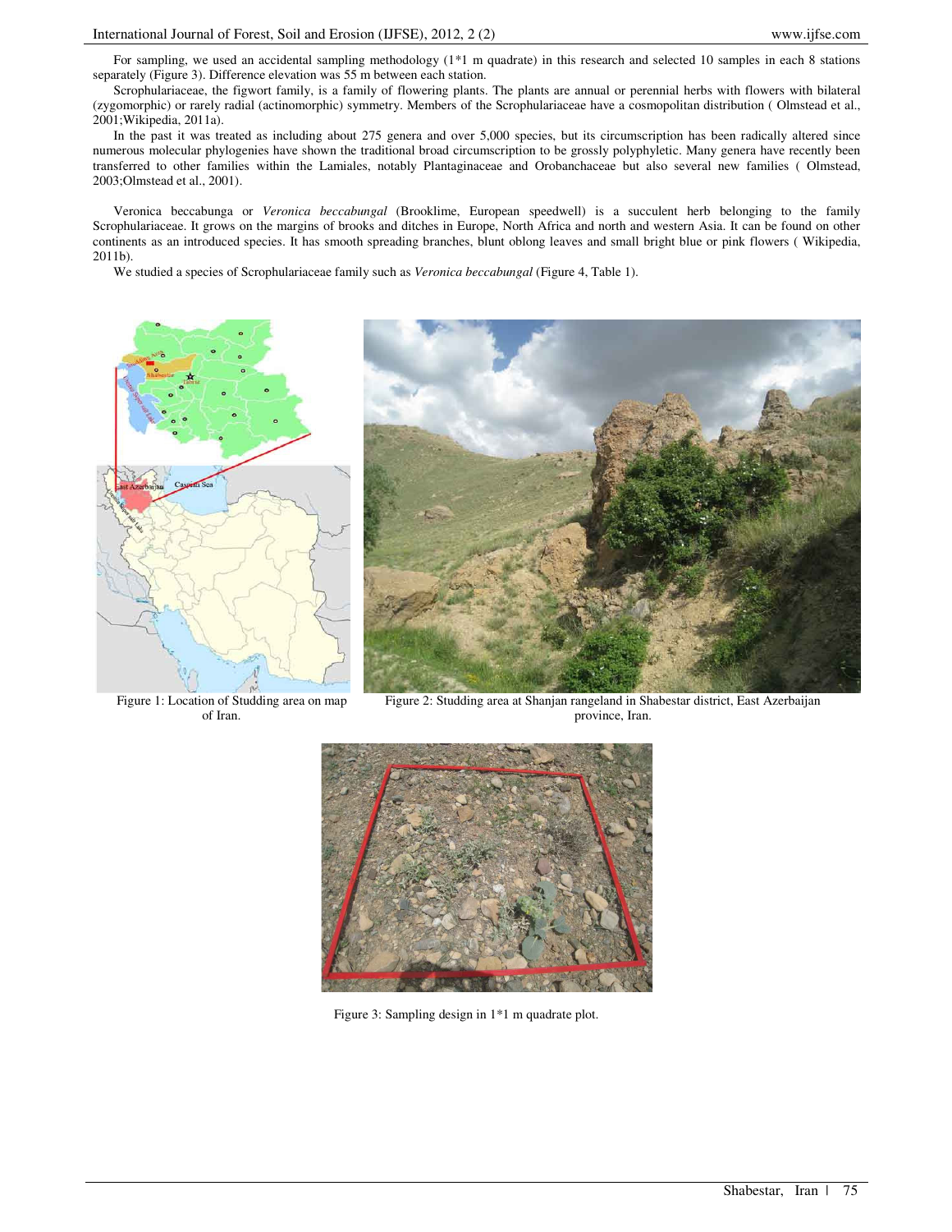For sampling, we used an accidental sampling methodology (1*1 m quadrate) in this research and selected 10 samples in each 8 stations separately (Figure 3). Difference elevation was 55 m between each station.

Scrophulariaceae, the figwort family, is a family of flowering plants. The plants are annual or perennial herbs with flowers with bilateral (zygomorphic) or rarely radial (actinomorphic) symmetry. Members of the Scrophulariaceae have a cosmopolitan distribution ( Olmstead et al., 2001;Wikipedia, 2011a).

In the past it was treated as including about 275 genera and over 5,000 species, but its circumscription has been radically altered since numerous molecular phylogenies have shown the traditional broad circumscription to be grossly polyphyletic. Many genera have recently been transferred to other families within the Lamiales, notably Plantaginaceae and Orobanchaceae but also several new families ( Olmstead, 2003;Olmstead et al., 2001).

Veronica beccabunga or *Veronica beccabungal* (Brooklime, European speedwell) is a succulent herb belonging to the family Scrophulariaceae. It grows on the margins of brooks and ditches in Europe, North Africa and north and western Asia. It can be found on other continents as an introduced species. It has smooth spreading branches, blunt oblong leaves and small bright blue or pink flowers ( Wikipedia, 2011b).

We studied a species of Scrophulariaceae family such as *Veronica beccabungal* (Figure 4, Table 1).

Figure 1: Location of Studding area on map of Iran.

Figure 2: Studding area at Shanjan rangeland in Shabestar district, East Azerbaijan province, Iran.

Figure 3: Sampling design in 1*1 m quadrate plot.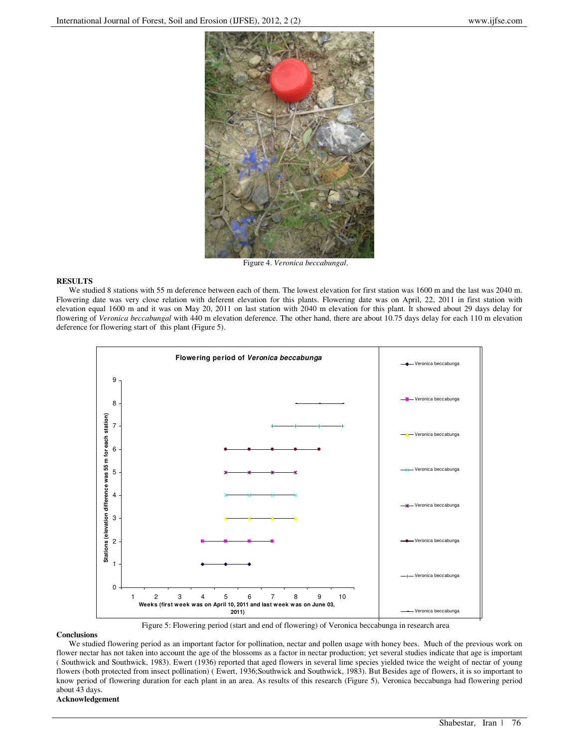Figure 4. *Veronica beccabungal*.

**RESULTS**

We studied 8 stations with 55 m deference between each of them. The lowest elevation for first station was 1600 m and the last was 2040 m. Flowering date was very close relation with deferent elevation for this plants. Flowering date was on April, 22, 2011 in first station with elevation equal 1600 m and it was on May 20, 2011 on last station with 2040 m elevation for this plant. It showed about 29 days delay for flowering of *Veronica beccabungal* with 440 m elevation deference. The other hand, there are about 10.75 days delay for each 110 m elevation deference for flowering start of this plant (Figure 5).

Figure 5: Flowering period (start and end of flowering) of Veronica beccabunga in research area

**Conclusions**

We studied flowering period as an important factor for pollination, nectar and pollen usage with honey bees. Much of the previous work on flower nectar has not taken into account the age of the blossoms as a factor in nectar production; yet several studies indicate that age is important ( Southwick and Southwick, 1983). Ewert (1936) reported that aged flowers in several lime species yielded twice the weight of nectar of young flowers (both protected from insect pollination) ( Ewert, 1936;Southwick and Southwick, 1983). But Besides age of flowers, it is so important to know period of flowering duration for each plant in an area. As results of this research (Figure 5), Veronica beccabunga had flowering period about 43 days.

**Acknowledgement**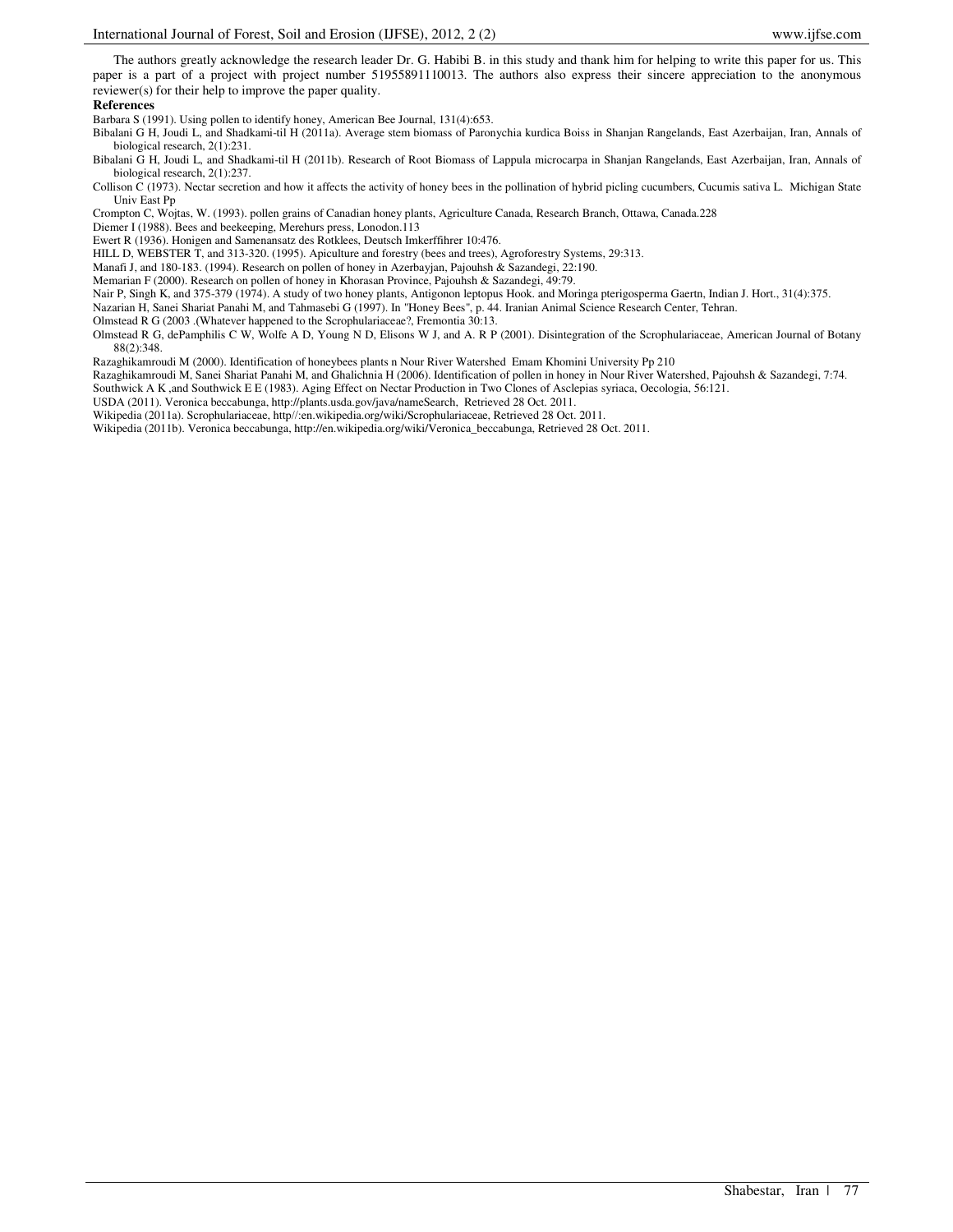The authors greatly acknowledge the research leader Dr. G. Habibi B. in this study and thank him for helping to write this paper for us. This paper is a part of a project with project number 51955891110013. The authors also express their sincere appreciation to the anonymous reviewer(s) for their help to improve the paper quality.

**References**

Barbara S (1991). Using pollen to identify honey, American Bee Journal, 131(4):653.

Bibalani G H, Joudi L, and Shadkami-til H (2011a). Average stem biomass of Paronychia kurdica Boiss in Shanjan Rangelands, East Azerbaijan, Iran, Annals of biological research, 2(1):231.

Bibalani G H, Joudi L, and Shadkami-til H (2011b). Research of Root Biomass of Lappula microcarpa in Shanjan Rangelands, East Azerbaijan, Iran, Annals of biological research, 2(1):237.

Collison C (1973). Nectar secretion and how it affects the activity of honey bees in the pollination of hybrid picling cucumbers, Cucumis sativa L. Michigan State Univ East Pp

Crompton C, Wojtas, W. (1993). pollen grains of Canadian honey plants, Agriculture Canada, Research Branch, Ottawa, Canada.228

Diemer I (1988). Bees and beekeeping, Merehurs press, Lonodon.113

Ewert R (1936). Honigen and Samenansatz des Rotklees, Deutsch Imkerffihrer 10:476.

HILL D, WEBSTER T, and 313-320. (1995). Apiculture and forestry (bees and trees), Agroforestry Systems, 29:313.

Manafi J, and 180-183. (1994). Research on pollen of honey in Azerbayjan, Pajouhsh & Sazandegi, 22:190.

Memarian F (2000). Research on pollen of honey in Khorasan Province, Pajouhsh & Sazandegi, 49:79.

Nair P, Singh K, and 375-379 (1974). A study of two honey plants, Antigonon leptopus Hook. and Moringa pterigosperma Gaertn, Indian J. Hort., 31(4):375.

Nazarian H, Sanei Shariat Panahi M, and Tahmasebi G (1997). In "Honey Bees", p. 44. Iranian Animal Science Research Center, Tehran.

Olmstead R G (2003 .(Whatever happened to the Scrophulariaceae?, Fremontia 30:13.

Olmstead R G, dePamphilis C W, Wolfe A D, Young N D, Elisons W J, and A. R P (2001). Disintegration of the Scrophulariaceae, American Journal of Botany 88(2):348.

Razaghikamroudi M (2000). Identification of honeybees plants n Nour River Watershed Emam Khomini University Pp 210

Razaghikamroudi M, Sanei Shariat Panahi M, and Ghalichnia H (2006). Identification of pollen in honey in Nour River Watershed, Pajouhsh & Sazandegi, 7:74.

Southwick A K ,and Southwick E E (1983). Aging Effect on Nectar Production in Two Clones of Asclepias syriaca, Oecologia, 56:121.

USDA (2011). Veronica beccabunga, http://plants.usda.gov/java/nameSearch, Retrieved 28 Oct. 2011.

Wikipedia (2011a). Scrophulariaceae, http//:en.wikipedia.org/wiki/Scrophulariaceae, Retrieved 28 Oct. 2011.

Wikipedia (2011b). Veronica beccabunga, http://en.wikipedia.org/wiki/Veronica_beccabunga, Retrieved 28 Oct. 2011.